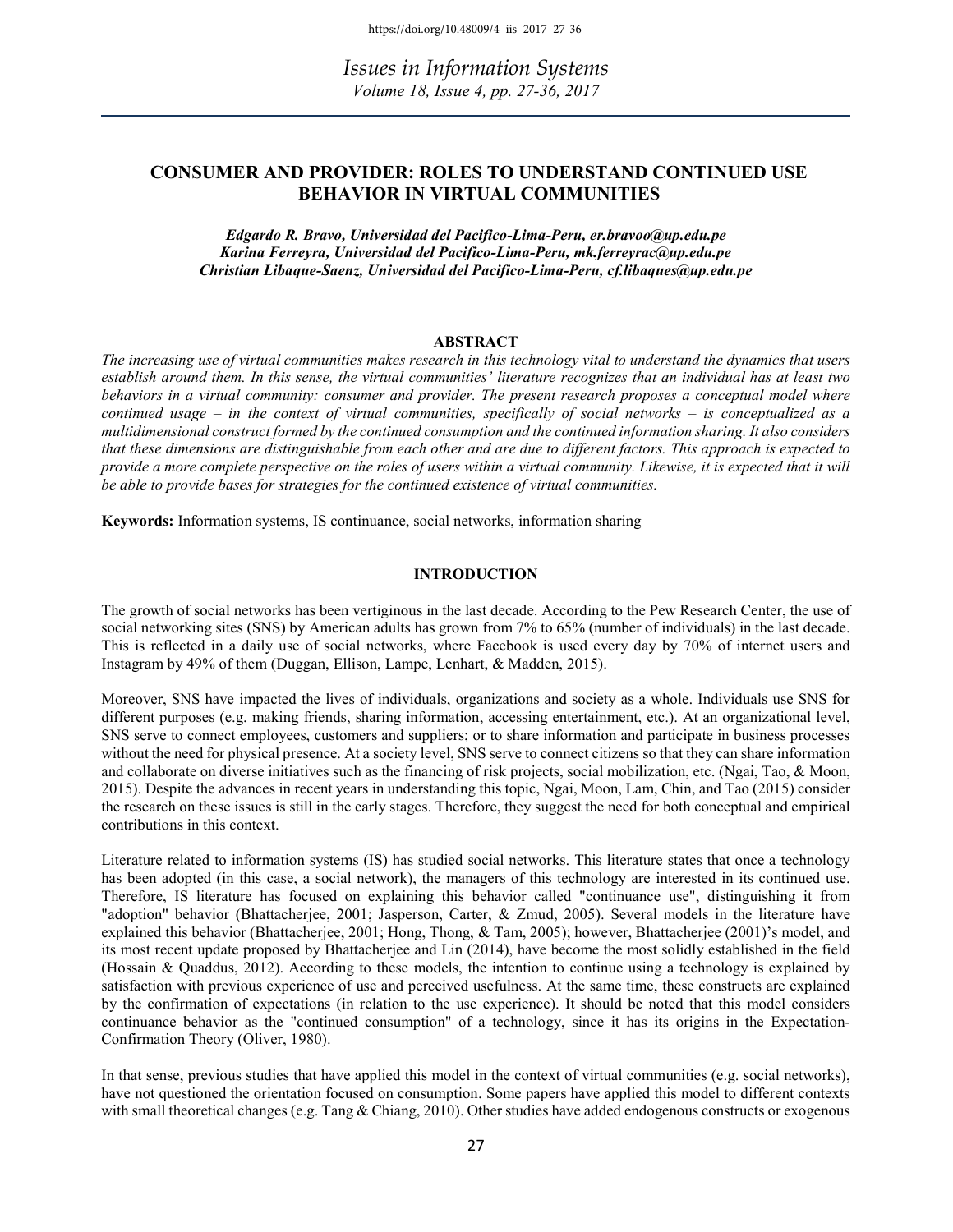# CONSUMER AND PROVIDER: ROLES TO UNDERSTAND CONTINUED USE BEHAVIOR IN VIRTUAL COMMUNITIES

***Edgardo R. Bravo, Universidad del Pacifico-Lima-Peru, er.bravoo@up.edu.pe***
***Karina Ferreyra, Universidad del Pacifico-Lima-Peru, mk.ferreyrac@up.edu.pe***
***Christian Libaque-Saenz, Universidad del Pacifico-Lima-Peru, cf.libaques@up.edu.pe***

## ABSTRACT

*The increasing use of virtual communities makes research in this technology vital to understand the dynamics that users establish around them. In this sense, the virtual communities' literature recognizes that an individual has at least two behaviors in a virtual community: consumer and provider. The present research proposes a conceptual model where continued usage – in the context of virtual communities, specifically of social networks – is conceptualized as a multidimensional construct formed by the continued consumption and the continued information sharing. It also considers that these dimensions are distinguishable from each other and are due to different factors. This approach is expected to provide a more complete perspective on the roles of users within a virtual community. Likewise, it is expected that it will be able to provide bases for strategies for the continued existence of virtual communities.*

**Keywords:** Information systems, IS continuance, social networks, information sharing

## INTRODUCTION

The growth of social networks has been vertiginous in the last decade. According to the Pew Research Center, the use of social networking sites (SNS) by American adults has grown from 7% to 65% (number of individuals) in the last decade. This is reflected in a daily use of social networks, where Facebook is used every day by 70% of internet users and Instagram by 49% of them (Duggan, Ellison, Lampe, Lenhart, & Madden, 2015).

Moreover, SNS have impacted the lives of individuals, organizations and society as a whole. Individuals use SNS for different purposes (e.g. making friends, sharing information, accessing entertainment, etc.). At an organizational level, SNS serve to connect employees, customers and suppliers; or to share information and participate in business processes without the need for physical presence. At a society level, SNS serve to connect citizens so that they can share information and collaborate on diverse initiatives such as the financing of risk projects, social mobilization, etc. (Ngai, Tao, & Moon, 2015). Despite the advances in recent years in understanding this topic, Ngai, Moon, Lam, Chin, and Tao (2015) consider the research on these issues is still in the early stages. Therefore, they suggest the need for both conceptual and empirical contributions in this context.

Literature related to information systems (IS) has studied social networks. This literature states that once a technology has been adopted (in this case, a social network), the managers of this technology are interested in its continued use. Therefore, IS literature has focused on explaining this behavior called "continuance use", distinguishing it from "adoption" behavior (Bhattacherjee, 2001; Jasperson, Carter, & Zmud, 2005). Several models in the literature have explained this behavior (Bhattacherjee, 2001; Hong, Thong, & Tam, 2005); however, Bhattacherjee (2001)'s model, and its most recent update proposed by Bhattacherjee and Lin (2014), have become the most solidly established in the field (Hossain & Quaddus, 2012). According to these models, the intention to continue using a technology is explained by satisfaction with previous experience of use and perceived usefulness. At the same time, these constructs are explained by the confirmation of expectations (in relation to the use experience). It should be noted that this model considers continuance behavior as the "continued consumption" of a technology, since it has its origins in the Expectation-Confirmation Theory (Oliver, 1980).

In that sense, previous studies that have applied this model in the context of virtual communities (e.g. social networks), have not questioned the orientation focused on consumption. Some papers have applied this model to different contexts with small theoretical changes (e.g. Tang & Chiang, 2010). Other studies have added endogenous constructs or exogenous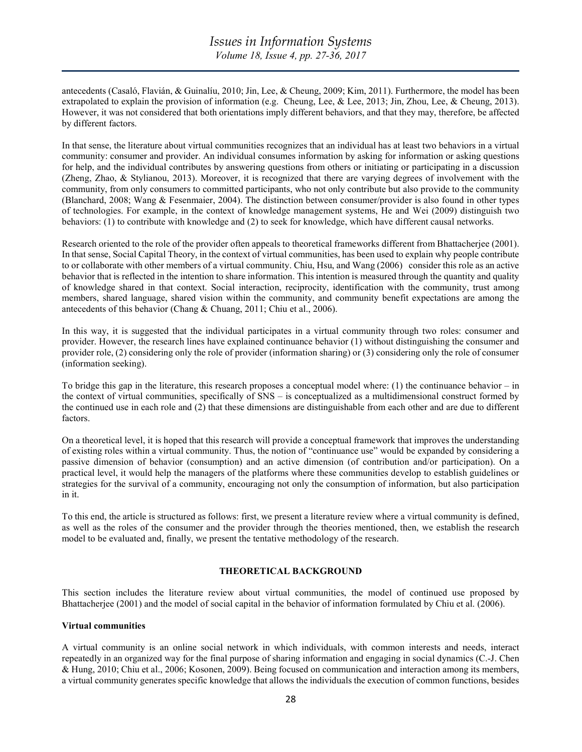antecedents (Casaló, Flavián, & Guinalíu, 2010; Jin, Lee, & Cheung, 2009; Kim, 2011). Furthermore, the model has been extrapolated to explain the provision of information (e.g. Cheung, Lee, & Lee, 2013; Jin, Zhou, Lee, & Cheung, 2013). However, it was not considered that both orientations imply different behaviors, and that they may, therefore, be affected by different factors.

In that sense, the literature about virtual communities recognizes that an individual has at least two behaviors in a virtual community: consumer and provider. An individual consumes information by asking for information or asking questions for help, and the individual contributes by answering questions from others or initiating or participating in a discussion (Zheng, Zhao, & Stylianou, 2013). Moreover, it is recognized that there are varying degrees of involvement with the community, from only consumers to committed participants, who not only contribute but also provide to the community (Blanchard, 2008; Wang & Fesenmaier, 2004). The distinction between consumer/provider is also found in other types of technologies. For example, in the context of knowledge management systems, He and Wei (2009) distinguish two behaviors: (1) to contribute with knowledge and (2) to seek for knowledge, which have different causal networks.

Research oriented to the role of the provider often appeals to theoretical frameworks different from Bhattacherjee (2001). In that sense, Social Capital Theory, in the context of virtual communities, has been used to explain why people contribute to or collaborate with other members of a virtual community. Chiu, Hsu, and Wang (2006) consider this role as an active behavior that is reflected in the intention to share information. This intention is measured through the quantity and quality of knowledge shared in that context. Social interaction, reciprocity, identification with the community, trust among members, shared language, shared vision within the community, and community benefit expectations are among the antecedents of this behavior (Chang & Chuang, 2011; Chiu et al., 2006).

In this way, it is suggested that the individual participates in a virtual community through two roles: consumer and provider. However, the research lines have explained continuance behavior (1) without distinguishing the consumer and provider role, (2) considering only the role of provider (information sharing) or (3) considering only the role of consumer (information seeking).

To bridge this gap in the literature, this research proposes a conceptual model where: (1) the continuance behavior – in the context of virtual communities, specifically of SNS – is conceptualized as a multidimensional construct formed by the continued use in each role and (2) that these dimensions are distinguishable from each other and are due to different factors.

On a theoretical level, it is hoped that this research will provide a conceptual framework that improves the understanding of existing roles within a virtual community. Thus, the notion of "continuance use" would be expanded by considering a passive dimension of behavior (consumption) and an active dimension (of contribution and/or participation). On a practical level, it would help the managers of the platforms where these communities develop to establish guidelines or strategies for the survival of a community, encouraging not only the consumption of information, but also participation in it.

To this end, the article is structured as follows: first, we present a literature review where a virtual community is defined, as well as the roles of the consumer and the provider through the theories mentioned, then, we establish the research model to be evaluated and, finally, we present the tentative methodology of the research.

## THEORETICAL BACKGROUND

This section includes the literature review about virtual communities, the model of continued use proposed by Bhattacherjee (2001) and the model of social capital in the behavior of information formulated by Chiu et al. (2006).

### Virtual communities

A virtual community is an online social network in which individuals, with common interests and needs, interact repeatedly in an organized way for the final purpose of sharing information and engaging in social dynamics (C.-J. Chen & Hung, 2010; Chiu et al., 2006; Kosonen, 2009). Being focused on communication and interaction among its members, a virtual community generates specific knowledge that allows the individuals the execution of common functions, besides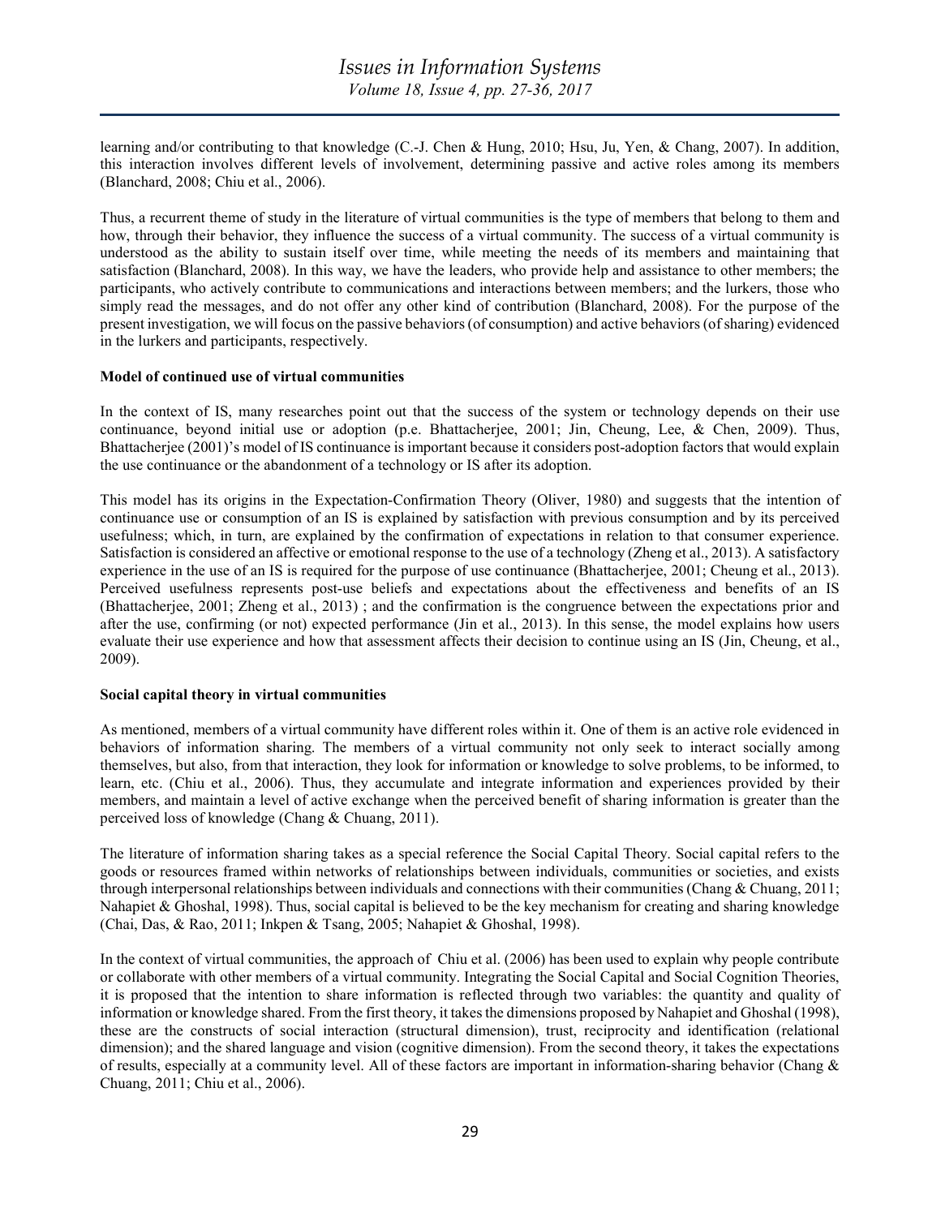learning and/or contributing to that knowledge (C.-J. Chen & Hung, 2010; Hsu, Ju, Yen, & Chang, 2007). In addition, this interaction involves different levels of involvement, determining passive and active roles among its members (Blanchard, 2008; Chiu et al., 2006).

Thus, a recurrent theme of study in the literature of virtual communities is the type of members that belong to them and how, through their behavior, they influence the success of a virtual community. The success of a virtual community is understood as the ability to sustain itself over time, while meeting the needs of its members and maintaining that satisfaction (Blanchard, 2008). In this way, we have the leaders, who provide help and assistance to other members; the participants, who actively contribute to communications and interactions between members; and the lurkers, those who simply read the messages, and do not offer any other kind of contribution (Blanchard, 2008). For the purpose of the present investigation, we will focus on the passive behaviors (of consumption) and active behaviors (of sharing) evidenced in the lurkers and participants, respectively.

**Model of continued use of virtual communities**

In the context of IS, many researches point out that the success of the system or technology depends on their use continuance, beyond initial use or adoption (p.e. Bhattacherjee, 2001; Jin, Cheung, Lee, & Chen, 2009). Thus, Bhattacherjee (2001)'s model of IS continuance is important because it considers post-adoption factors that would explain the use continuance or the abandonment of a technology or IS after its adoption.

This model has its origins in the Expectation-Confirmation Theory (Oliver, 1980) and suggests that the intention of continuance use or consumption of an IS is explained by satisfaction with previous consumption and by its perceived usefulness; which, in turn, are explained by the confirmation of expectations in relation to that consumer experience. Satisfaction is considered an affective or emotional response to the use of a technology (Zheng et al., 2013). A satisfactory experience in the use of an IS is required for the purpose of use continuance (Bhattacherjee, 2001; Cheung et al., 2013). Perceived usefulness represents post-use beliefs and expectations about the effectiveness and benefits of an IS (Bhattacherjee, 2001; Zheng et al., 2013) ; and the confirmation is the congruence between the expectations prior and after the use, confirming (or not) expected performance (Jin et al., 2013). In this sense, the model explains how users evaluate their use experience and how that assessment affects their decision to continue using an IS (Jin, Cheung, et al., 2009).

**Social capital theory in virtual communities**

As mentioned, members of a virtual community have different roles within it. One of them is an active role evidenced in behaviors of information sharing. The members of a virtual community not only seek to interact socially among themselves, but also, from that interaction, they look for information or knowledge to solve problems, to be informed, to learn, etc. (Chiu et al., 2006). Thus, they accumulate and integrate information and experiences provided by their members, and maintain a level of active exchange when the perceived benefit of sharing information is greater than the perceived loss of knowledge (Chang & Chuang, 2011).

The literature of information sharing takes as a special reference the Social Capital Theory. Social capital refers to the goods or resources framed within networks of relationships between individuals, communities or societies, and exists through interpersonal relationships between individuals and connections with their communities (Chang & Chuang, 2011; Nahapiet & Ghoshal, 1998). Thus, social capital is believed to be the key mechanism for creating and sharing knowledge (Chai, Das, & Rao, 2011; Inkpen & Tsang, 2005; Nahapiet & Ghoshal, 1998).

In the context of virtual communities, the approach of Chiu et al. (2006) has been used to explain why people contribute or collaborate with other members of a virtual community. Integrating the Social Capital and Social Cognition Theories, it is proposed that the intention to share information is reflected through two variables: the quantity and quality of information or knowledge shared. From the first theory, it takes the dimensions proposed by Nahapiet and Ghoshal (1998), these are the constructs of social interaction (structural dimension), trust, reciprocity and identification (relational dimension); and the shared language and vision (cognitive dimension). From the second theory, it takes the expectations of results, especially at a community level. All of these factors are important in information-sharing behavior (Chang & Chuang, 2011; Chiu et al., 2006).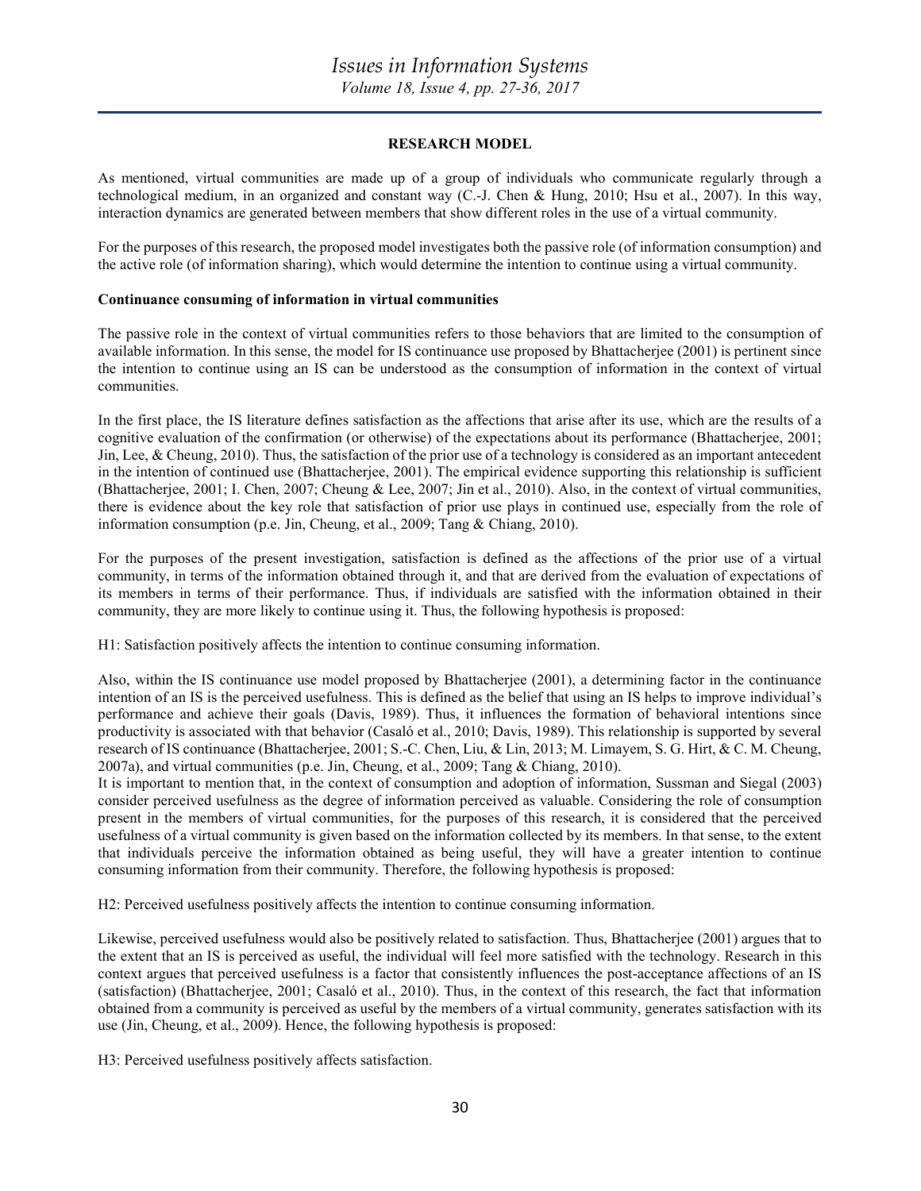## RESEARCH MODEL

As mentioned, virtual communities are made up of a group of individuals who communicate regularly through a technological medium, in an organized and constant way (C.-J. Chen & Hung, 2010; Hsu et al., 2007). In this way, interaction dynamics are generated between members that show different roles in the use of a virtual community.

For the purposes of this research, the proposed model investigates both the passive role (of information consumption) and the active role (of information sharing), which would determine the intention to continue using a virtual community.

### Continuance consuming of information in virtual communities

The passive role in the context of virtual communities refers to those behaviors that are limited to the consumption of available information. In this sense, the model for IS continuance use proposed by Bhattacherjee (2001) is pertinent since the intention to continue using an IS can be understood as the consumption of information in the context of virtual communities.

In the first place, the IS literature defines satisfaction as the affections that arise after its use, which are the results of a cognitive evaluation of the confirmation (or otherwise) of the expectations about its performance (Bhattacherjee, 2001; Jin, Lee, & Cheung, 2010). Thus, the satisfaction of the prior use of a technology is considered as an important antecedent in the intention of continued use (Bhattacherjee, 2001). The empirical evidence supporting this relationship is sufficient (Bhattacherjee, 2001; I. Chen, 2007; Cheung & Lee, 2007; Jin et al., 2010). Also, in the context of virtual communities, there is evidence about the key role that satisfaction of prior use plays in continued use, especially from the role of information consumption (p.e. Jin, Cheung, et al., 2009; Tang & Chiang, 2010).

For the purposes of the present investigation, satisfaction is defined as the affections of the prior use of a virtual community, in terms of the information obtained through it, and that are derived from the evaluation of expectations of its members in terms of their performance. Thus, if individuals are satisfied with the information obtained in their community, they are more likely to continue using it. Thus, the following hypothesis is proposed:

H1: Satisfaction positively affects the intention to continue consuming information.

Also, within the IS continuance use model proposed by Bhattacherjee (2001), a determining factor in the continuance intention of an IS is the perceived usefulness. This is defined as the belief that using an IS helps to improve individual's performance and achieve their goals (Davis, 1989). Thus, it influences the formation of behavioral intentions since productivity is associated with that behavior (Casaló et al., 2010; Davis, 1989). This relationship is supported by several research of IS continuance (Bhattacherjee, 2001; S.-C. Chen, Liu, & Lin, 2013; M. Limayem, S. G. Hirt, & C. M. Cheung, 2007a), and virtual communities (p.e. Jin, Cheung, et al., 2009; Tang & Chiang, 2010).

It is important to mention that, in the context of consumption and adoption of information, Sussman and Siegal (2003) consider perceived usefulness as the degree of information perceived as valuable. Considering the role of consumption present in the members of virtual communities, for the purposes of this research, it is considered that the perceived usefulness of a virtual community is given based on the information collected by its members. In that sense, to the extent that individuals perceive the information obtained as being useful, they will have a greater intention to continue consuming information from their community. Therefore, the following hypothesis is proposed:

H2: Perceived usefulness positively affects the intention to continue consuming information.

Likewise, perceived usefulness would also be positively related to satisfaction. Thus, Bhattacherjee (2001) argues that to the extent that an IS is perceived as useful, the individual will feel more satisfied with the technology. Research in this context argues that perceived usefulness is a factor that consistently influences the post-acceptance affections of an IS (satisfaction) (Bhattacherjee, 2001; Casaló et al., 2010). Thus, in the context of this research, the fact that information obtained from a community is perceived as useful by the members of a virtual community, generates satisfaction with its use (Jin, Cheung, et al., 2009). Hence, the following hypothesis is proposed:

H3: Perceived usefulness positively affects satisfaction.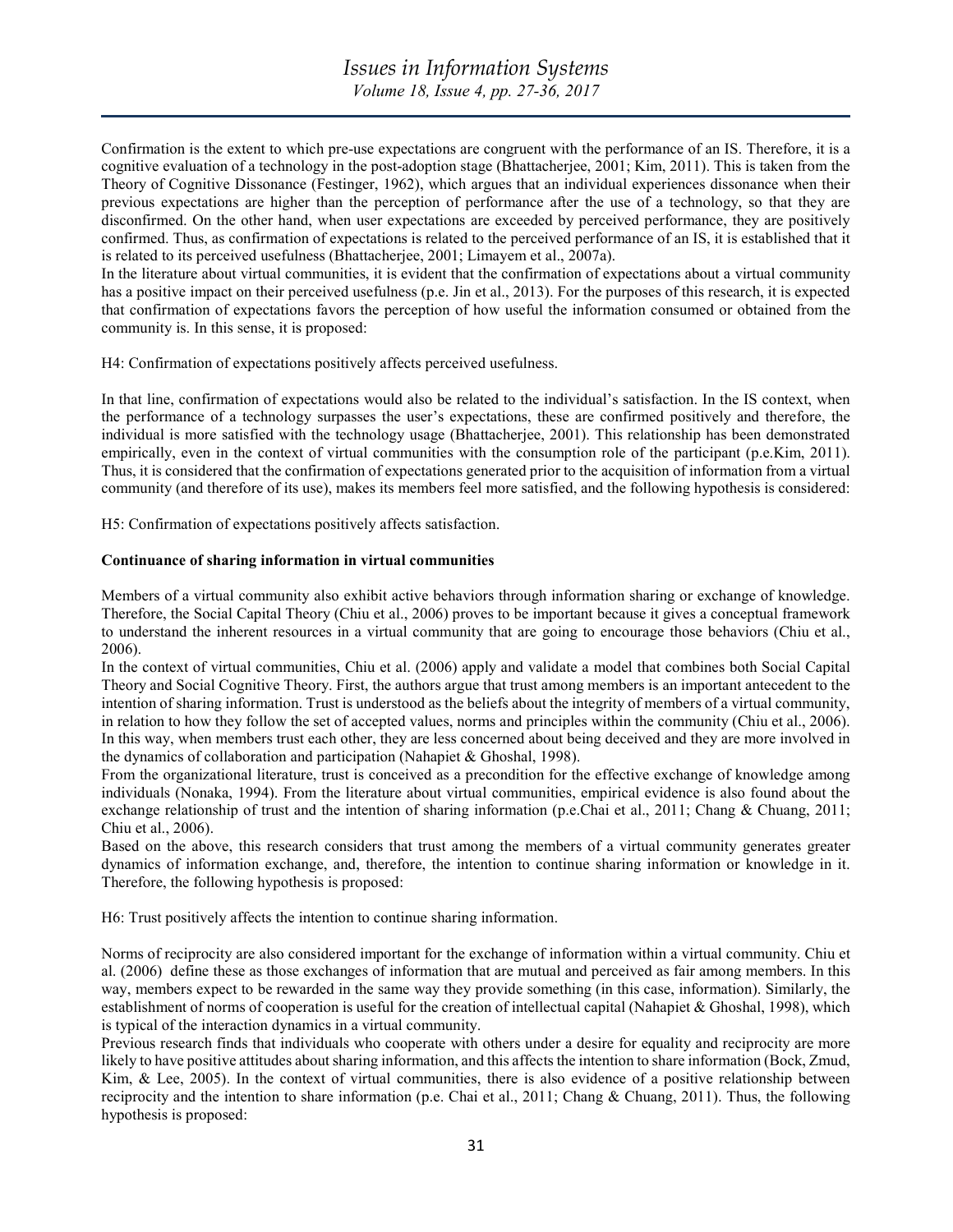Confirmation is the extent to which pre-use expectations are congruent with the performance of an IS. Therefore, it is a cognitive evaluation of a technology in the post-adoption stage (Bhattacherjee, 2001; Kim, 2011). This is taken from the Theory of Cognitive Dissonance (Festinger, 1962), which argues that an individual experiences dissonance when their previous expectations are higher than the perception of performance after the use of a technology, so that they are disconfirmed. On the other hand, when user expectations are exceeded by perceived performance, they are positively confirmed. Thus, as confirmation of expectations is related to the perceived performance of an IS, it is established that it is related to its perceived usefulness (Bhattacherjee, 2001; Limayem et al., 2007a).

In the literature about virtual communities, it is evident that the confirmation of expectations about a virtual community has a positive impact on their perceived usefulness (p.e. Jin et al., 2013). For the purposes of this research, it is expected that confirmation of expectations favors the perception of how useful the information consumed or obtained from the community is. In this sense, it is proposed:

H4: Confirmation of expectations positively affects perceived usefulness.

In that line, confirmation of expectations would also be related to the individual's satisfaction. In the IS context, when the performance of a technology surpasses the user's expectations, these are confirmed positively and therefore, the individual is more satisfied with the technology usage (Bhattacherjee, 2001). This relationship has been demonstrated empirically, even in the context of virtual communities with the consumption role of the participant (p.e.Kim, 2011). Thus, it is considered that the confirmation of expectations generated prior to the acquisition of information from a virtual community (and therefore of its use), makes its members feel more satisfied, and the following hypothesis is considered:

H5: Confirmation of expectations positively affects satisfaction.

**Continuance of sharing information in virtual communities**

Members of a virtual community also exhibit active behaviors through information sharing or exchange of knowledge. Therefore, the Social Capital Theory (Chiu et al., 2006) proves to be important because it gives a conceptual framework to understand the inherent resources in a virtual community that are going to encourage those behaviors (Chiu et al., 2006).

In the context of virtual communities, Chiu et al. (2006) apply and validate a model that combines both Social Capital Theory and Social Cognitive Theory. First, the authors argue that trust among members is an important antecedent to the intention of sharing information. Trust is understood as the beliefs about the integrity of members of a virtual community, in relation to how they follow the set of accepted values, norms and principles within the community (Chiu et al., 2006). In this way, when members trust each other, they are less concerned about being deceived and they are more involved in the dynamics of collaboration and participation (Nahapiet & Ghoshal, 1998).

From the organizational literature, trust is conceived as a precondition for the effective exchange of knowledge among individuals (Nonaka, 1994). From the literature about virtual communities, empirical evidence is also found about the exchange relationship of trust and the intention of sharing information (p.e.Chai et al., 2011; Chang & Chuang, 2011; Chiu et al., 2006).

Based on the above, this research considers that trust among the members of a virtual community generates greater dynamics of information exchange, and, therefore, the intention to continue sharing information or knowledge in it. Therefore, the following hypothesis is proposed:

H6: Trust positively affects the intention to continue sharing information.

Norms of reciprocity are also considered important for the exchange of information within a virtual community. Chiu et al. (2006) define these as those exchanges of information that are mutual and perceived as fair among members. In this way, members expect to be rewarded in the same way they provide something (in this case, information). Similarly, the establishment of norms of cooperation is useful for the creation of intellectual capital (Nahapiet & Ghoshal, 1998), which is typical of the interaction dynamics in a virtual community.

Previous research finds that individuals who cooperate with others under a desire for equality and reciprocity are more likely to have positive attitudes about sharing information, and this affects the intention to share information (Bock, Zmud, Kim, & Lee, 2005). In the context of virtual communities, there is also evidence of a positive relationship between reciprocity and the intention to share information (p.e. Chai et al., 2011; Chang & Chuang, 2011). Thus, the following hypothesis is proposed: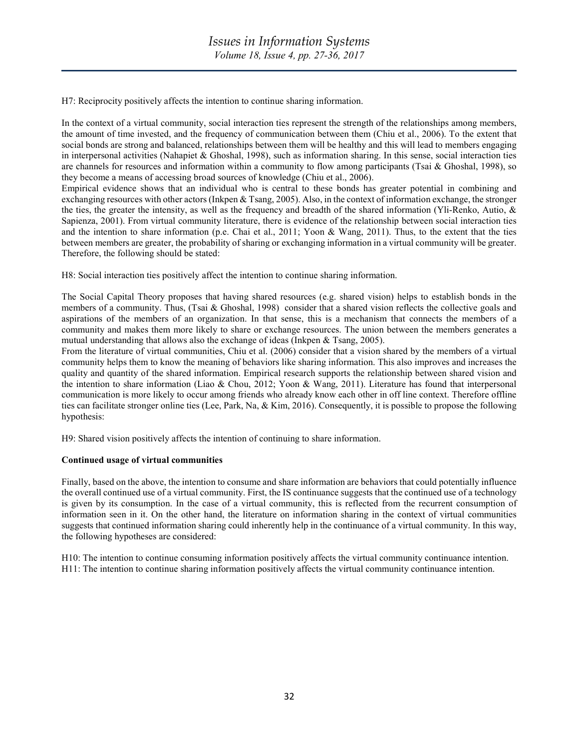H7: Reciprocity positively affects the intention to continue sharing information.

In the context of a virtual community, social interaction ties represent the strength of the relationships among members, the amount of time invested, and the frequency of communication between them (Chiu et al., 2006). To the extent that social bonds are strong and balanced, relationships between them will be healthy and this will lead to members engaging in interpersonal activities (Nahapiet & Ghoshal, 1998), such as information sharing. In this sense, social interaction ties are channels for resources and information within a community to flow among participants (Tsai & Ghoshal, 1998), so they become a means of accessing broad sources of knowledge (Chiu et al., 2006).
Empirical evidence shows that an individual who is central to these bonds has greater potential in combining and exchanging resources with other actors (Inkpen & Tsang, 2005). Also, in the context of information exchange, the stronger the ties, the greater the intensity, as well as the frequency and breadth of the shared information (Yli-Renko, Autio, & Sapienza, 2001). From virtual community literature, there is evidence of the relationship between social interaction ties and the intention to share information (p.e. Chai et al., 2011; Yoon & Wang, 2011). Thus, to the extent that the ties between members are greater, the probability of sharing or exchanging information in a virtual community will be greater. Therefore, the following should be stated:

H8: Social interaction ties positively affect the intention to continue sharing information.

The Social Capital Theory proposes that having shared resources (e.g. shared vision) helps to establish bonds in the members of a community. Thus, (Tsai & Ghoshal, 1998) consider that a shared vision reflects the collective goals and aspirations of the members of an organization. In that sense, this is a mechanism that connects the members of a community and makes them more likely to share or exchange resources. The union between the members generates a mutual understanding that allows also the exchange of ideas (Inkpen & Tsang, 2005).
From the literature of virtual communities, Chiu et al. (2006) consider that a vision shared by the members of a virtual community helps them to know the meaning of behaviors like sharing information. This also improves and increases the quality and quantity of the shared information. Empirical research supports the relationship between shared vision and the intention to share information (Liao & Chou, 2012; Yoon & Wang, 2011). Literature has found that interpersonal communication is more likely to occur among friends who already know each other in off line context. Therefore offline ties can facilitate stronger online ties (Lee, Park, Na, & Kim, 2016). Consequently, it is possible to propose the following hypothesis:

H9: Shared vision positively affects the intention of continuing to share information.

**Continued usage of virtual communities**

Finally, based on the above, the intention to consume and share information are behaviors that could potentially influence the overall continued use of a virtual community. First, the IS continuance suggests that the continued use of a technology is given by its consumption. In the case of a virtual community, this is reflected from the recurrent consumption of information seen in it. On the other hand, the literature on information sharing in the context of virtual communities suggests that continued information sharing could inherently help in the continuance of a virtual community. In this way, the following hypotheses are considered:

H10: The intention to continue consuming information positively affects the virtual community continuance intention.
H11: The intention to continue sharing information positively affects the virtual community continuance intention.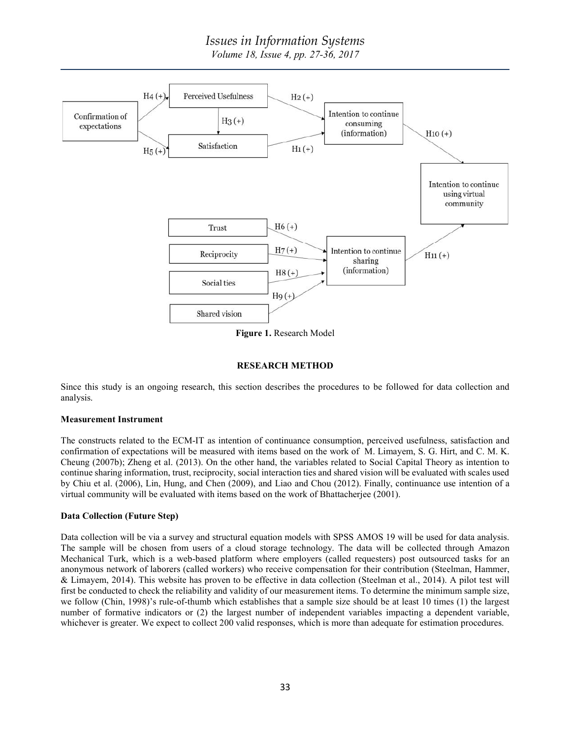**Figure 1.** Research Model

## RESEARCH METHOD

Since this study is an ongoing research, this section describes the procedures to be followed for data collection and analysis.

### Measurement Instrument

The constructs related to the ECM-IT as intention of continuance consumption, perceived usefulness, satisfaction and confirmation of expectations will be measured with items based on the work of M. Limayem, S. G. Hirt, and C. M. K. Cheung (2007b); Zheng et al. (2013). On the other hand, the variables related to Social Capital Theory as intention to continue sharing information, trust, reciprocity, social interaction ties and shared vision will be evaluated with scales used by Chiu et al. (2006), Lin, Hung, and Chen (2009), and Liao and Chou (2012). Finally, continuance use intention of a virtual community will be evaluated with items based on the work of Bhattacherjee (2001).

### Data Collection (Future Step)

Data collection will be via a survey and structural equation models with SPSS AMOS 19 will be used for data analysis. The sample will be chosen from users of a cloud storage technology. The data will be collected through Amazon Mechanical Turk, which is a web-based platform where employers (called requesters) post outsourced tasks for an anonymous network of laborers (called workers) who receive compensation for their contribution (Steelman, Hammer, & Limayem, 2014). This website has proven to be effective in data collection (Steelman et al., 2014). A pilot test will first be conducted to check the reliability and validity of our measurement items. To determine the minimum sample size, we follow (Chin, 1998)'s rule-of-thumb which establishes that a sample size should be at least 10 times (1) the largest number of formative indicators or (2) the largest number of independent variables impacting a dependent variable, whichever is greater. We expect to collect 200 valid responses, which is more than adequate for estimation procedures.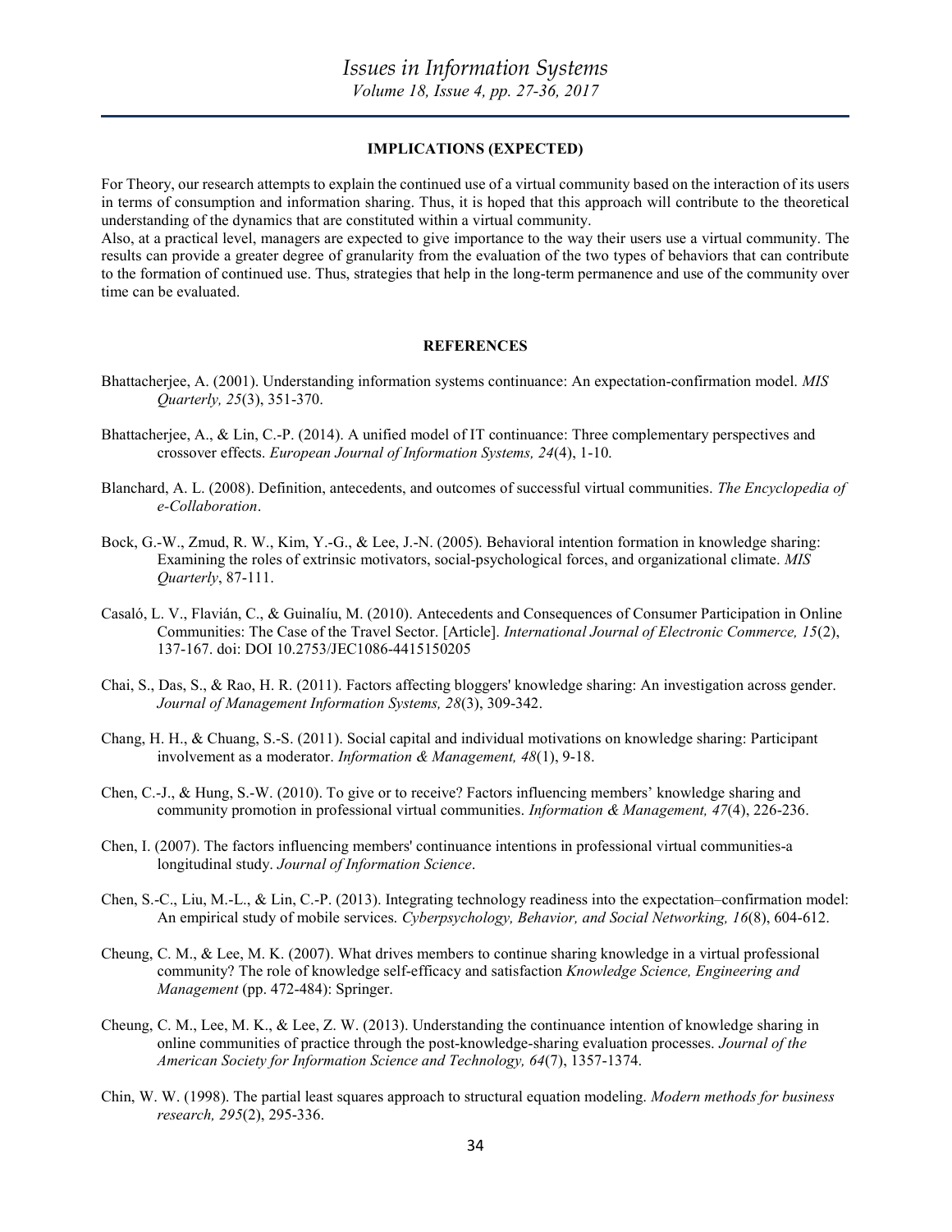## IMPLICATIONS (EXPECTED)

For Theory, our research attempts to explain the continued use of a virtual community based on the interaction of its users in terms of consumption and information sharing. Thus, it is hoped that this approach will contribute to the theoretical understanding of the dynamics that are constituted within a virtual community.

Also, at a practical level, managers are expected to give importance to the way their users use a virtual community. The results can provide a greater degree of granularity from the evaluation of the two types of behaviors that can contribute to the formation of continued use. Thus, strategies that help in the long-term permanence and use of the community over time can be evaluated.

## REFERENCES

Bhattacherjee, A. (2001). Understanding information systems continuance: An expectation-confirmation model. *MIS Quarterly, 25*(3), 351-370.

Bhattacherjee, A., & Lin, C.-P. (2014). A unified model of IT continuance: Three complementary perspectives and crossover effects. *European Journal of Information Systems, 24*(4), 1-10.

Blanchard, A. L. (2008). Definition, antecedents, and outcomes of successful virtual communities. *The Encyclopedia of e-Collaboration*.

Bock, G.-W., Zmud, R. W., Kim, Y.-G., & Lee, J.-N. (2005). Behavioral intention formation in knowledge sharing: Examining the roles of extrinsic motivators, social-psychological forces, and organizational climate. *MIS Quarterly*, 87-111.

Casaló, L. V., Flavián, C., & Guinalíu, M. (2010). Antecedents and Consequences of Consumer Participation in Online Communities: The Case of the Travel Sector. [Article]. *International Journal of Electronic Commerce, 15*(2), 137-167. doi: DOI 10.2753/JEC1086-4415150205

Chai, S., Das, S., & Rao, H. R. (2011). Factors affecting bloggers' knowledge sharing: An investigation across gender. *Journal of Management Information Systems, 28*(3), 309-342.

Chang, H. H., & Chuang, S.-S. (2011). Social capital and individual motivations on knowledge sharing: Participant involvement as a moderator. *Information & Management, 48*(1), 9-18.

Chen, C.-J., & Hung, S.-W. (2010). To give or to receive? Factors influencing members' knowledge sharing and community promotion in professional virtual communities. *Information & Management, 47*(4), 226-236.

Chen, I. (2007). The factors influencing members' continuance intentions in professional virtual communities-a longitudinal study. *Journal of Information Science*.

Chen, S.-C., Liu, M.-L., & Lin, C.-P. (2013). Integrating technology readiness into the expectation–confirmation model: An empirical study of mobile services. *Cyberpsychology, Behavior, and Social Networking, 16*(8), 604-612.

Cheung, C. M., & Lee, M. K. (2007). What drives members to continue sharing knowledge in a virtual professional community? The role of knowledge self-efficacy and satisfaction *Knowledge Science, Engineering and Management* (pp. 472-484): Springer.

Cheung, C. M., Lee, M. K., & Lee, Z. W. (2013). Understanding the continuance intention of knowledge sharing in online communities of practice through the post-knowledge-sharing evaluation processes. *Journal of the American Society for Information Science and Technology, 64*(7), 1357-1374.

Chin, W. W. (1998). The partial least squares approach to structural equation modeling. *Modern methods for business research, 295*(2), 295-336.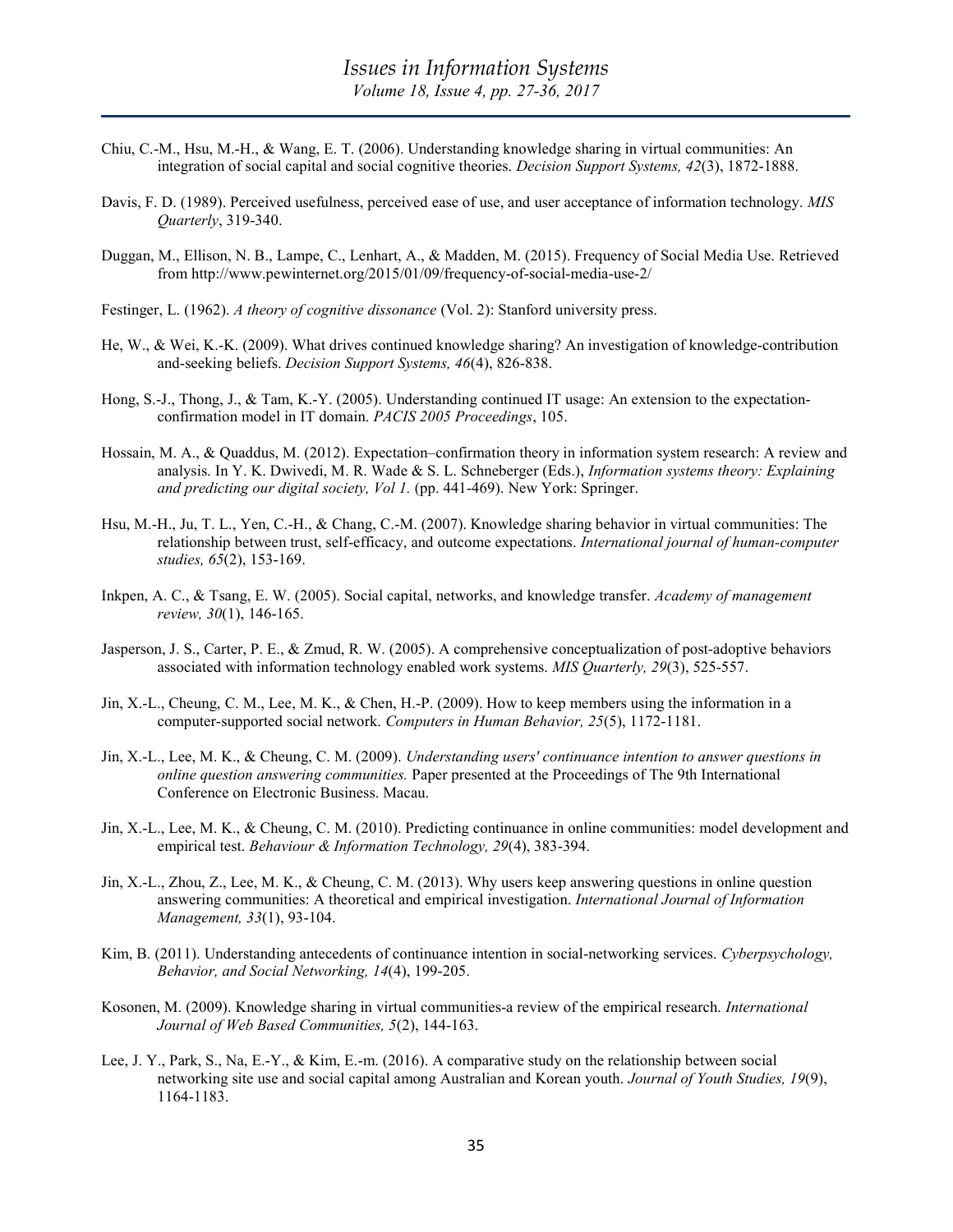Chiu, C.-M., Hsu, M.-H., & Wang, E. T. (2006). Understanding knowledge sharing in virtual communities: An integration of social capital and social cognitive theories. *Decision Support Systems, 42*(3), 1872-1888.

Davis, F. D. (1989). Perceived usefulness, perceived ease of use, and user acceptance of information technology. *MIS Quarterly*, 319-340.

Duggan, M., Ellison, N. B., Lampe, C., Lenhart, A., & Madden, M. (2015). Frequency of Social Media Use. Retrieved from http://www.pewinternet.org/2015/01/09/frequency-of-social-media-use-2/

Festinger, L. (1962). *A theory of cognitive dissonance* (Vol. 2): Stanford university press.

He, W., & Wei, K.-K. (2009). What drives continued knowledge sharing? An investigation of knowledge-contribution and-seeking beliefs. *Decision Support Systems, 46*(4), 826-838.

Hong, S.-J., Thong, J., & Tam, K.-Y. (2005). Understanding continued IT usage: An extension to the expectation-confirmation model in IT domain. *PACIS 2005 Proceedings*, 105.

Hossain, M. A., & Quaddus, M. (2012). Expectation–confirmation theory in information system research: A review and analysis. In Y. K. Dwivedi, M. R. Wade & S. L. Schneberger (Eds.), *Information systems theory: Explaining and predicting our digital society, Vol 1.* (pp. 441-469). New York: Springer.

Hsu, M.-H., Ju, T. L., Yen, C.-H., & Chang, C.-M. (2007). Knowledge sharing behavior in virtual communities: The relationship between trust, self-efficacy, and outcome expectations. *International journal of human-computer studies, 65*(2), 153-169.

Inkpen, A. C., & Tsang, E. W. (2005). Social capital, networks, and knowledge transfer. *Academy of management review, 30*(1), 146-165.

Jasperson, J. S., Carter, P. E., & Zmud, R. W. (2005). A comprehensive conceptualization of post-adoptive behaviors associated with information technology enabled work systems. *MIS Quarterly, 29*(3), 525-557.

Jin, X.-L., Cheung, C. M., Lee, M. K., & Chen, H.-P. (2009). How to keep members using the information in a computer-supported social network. *Computers in Human Behavior, 25*(5), 1172-1181.

Jin, X.-L., Lee, M. K., & Cheung, C. M. (2009). *Understanding users' continuance intention to answer questions in online question answering communities.* Paper presented at the Proceedings of The 9th International Conference on Electronic Business. Macau.

Jin, X.-L., Lee, M. K., & Cheung, C. M. (2010). Predicting continuance in online communities: model development and empirical test. *Behaviour & Information Technology, 29*(4), 383-394.

Jin, X.-L., Zhou, Z., Lee, M. K., & Cheung, C. M. (2013). Why users keep answering questions in online question answering communities: A theoretical and empirical investigation. *International Journal of Information Management, 33*(1), 93-104.

Kim, B. (2011). Understanding antecedents of continuance intention in social-networking services. *Cyberpsychology, Behavior, and Social Networking, 14*(4), 199-205.

Kosonen, M. (2009). Knowledge sharing in virtual communities-a review of the empirical research. *International Journal of Web Based Communities, 5*(2), 144-163.

Lee, J. Y., Park, S., Na, E.-Y., & Kim, E.-m. (2016). A comparative study on the relationship between social networking site use and social capital among Australian and Korean youth. *Journal of Youth Studies, 19*(9), 1164-1183.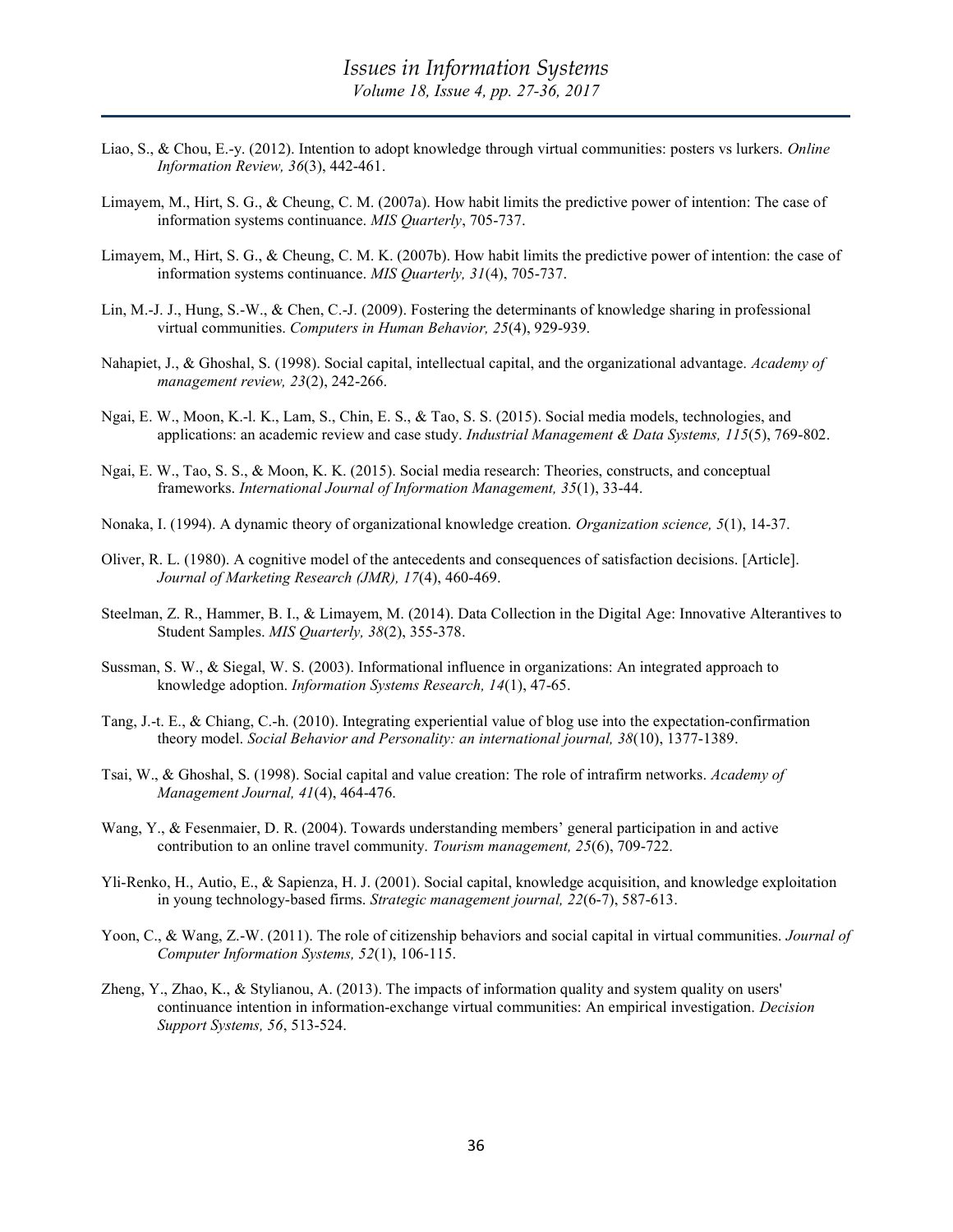Liao, S., & Chou, E.-y. (2012). Intention to adopt knowledge through virtual communities: posters vs lurkers. *Online Information Review, 36*(3), 442-461.

Limayem, M., Hirt, S. G., & Cheung, C. M. (2007a). How habit limits the predictive power of intention: The case of information systems continuance. *MIS Quarterly*, 705-737.

Limayem, M., Hirt, S. G., & Cheung, C. M. K. (2007b). How habit limits the predictive power of intention: the case of information systems continuance. *MIS Quarterly, 31*(4), 705-737.

Lin, M.-J. J., Hung, S.-W., & Chen, C.-J. (2009). Fostering the determinants of knowledge sharing in professional virtual communities. *Computers in Human Behavior, 25*(4), 929-939.

Nahapiet, J., & Ghoshal, S. (1998). Social capital, intellectual capital, and the organizational advantage. *Academy of management review, 23*(2), 242-266.

Ngai, E. W., Moon, K.-l. K., Lam, S., Chin, E. S., & Tao, S. S. (2015). Social media models, technologies, and applications: an academic review and case study. *Industrial Management & Data Systems, 115*(5), 769-802.

Ngai, E. W., Tao, S. S., & Moon, K. K. (2015). Social media research: Theories, constructs, and conceptual frameworks. *International Journal of Information Management, 35*(1), 33-44.

Nonaka, I. (1994). A dynamic theory of organizational knowledge creation. *Organization science, 5*(1), 14-37.

Oliver, R. L. (1980). A cognitive model of the antecedents and consequences of satisfaction decisions. [Article]. *Journal of Marketing Research (JMR), 17*(4), 460-469.

Steelman, Z. R., Hammer, B. I., & Limayem, M. (2014). Data Collection in the Digital Age: Innovative Alterantives to Student Samples. *MIS Quarterly, 38*(2), 355-378.

Sussman, S. W., & Siegal, W. S. (2003). Informational influence in organizations: An integrated approach to knowledge adoption. *Information Systems Research, 14*(1), 47-65.

Tang, J.-t. E., & Chiang, C.-h. (2010). Integrating experiential value of blog use into the expectation-confirmation theory model. *Social Behavior and Personality: an international journal, 38*(10), 1377-1389.

Tsai, W., & Ghoshal, S. (1998). Social capital and value creation: The role of intrafirm networks. *Academy of Management Journal, 41*(4), 464-476.

Wang, Y., & Fesenmaier, D. R. (2004). Towards understanding members' general participation in and active contribution to an online travel community. *Tourism management, 25*(6), 709-722.

Yli-Renko, H., Autio, E., & Sapienza, H. J. (2001). Social capital, knowledge acquisition, and knowledge exploitation in young technology-based firms. *Strategic management journal, 22*(6-7), 587-613.

Yoon, C., & Wang, Z.-W. (2011). The role of citizenship behaviors and social capital in virtual communities. *Journal of Computer Information Systems, 52*(1), 106-115.

Zheng, Y., Zhao, K., & Stylianou, A. (2013). The impacts of information quality and system quality on users' continuance intention in information-exchange virtual communities: An empirical investigation. *Decision Support Systems, 56*, 513-524.